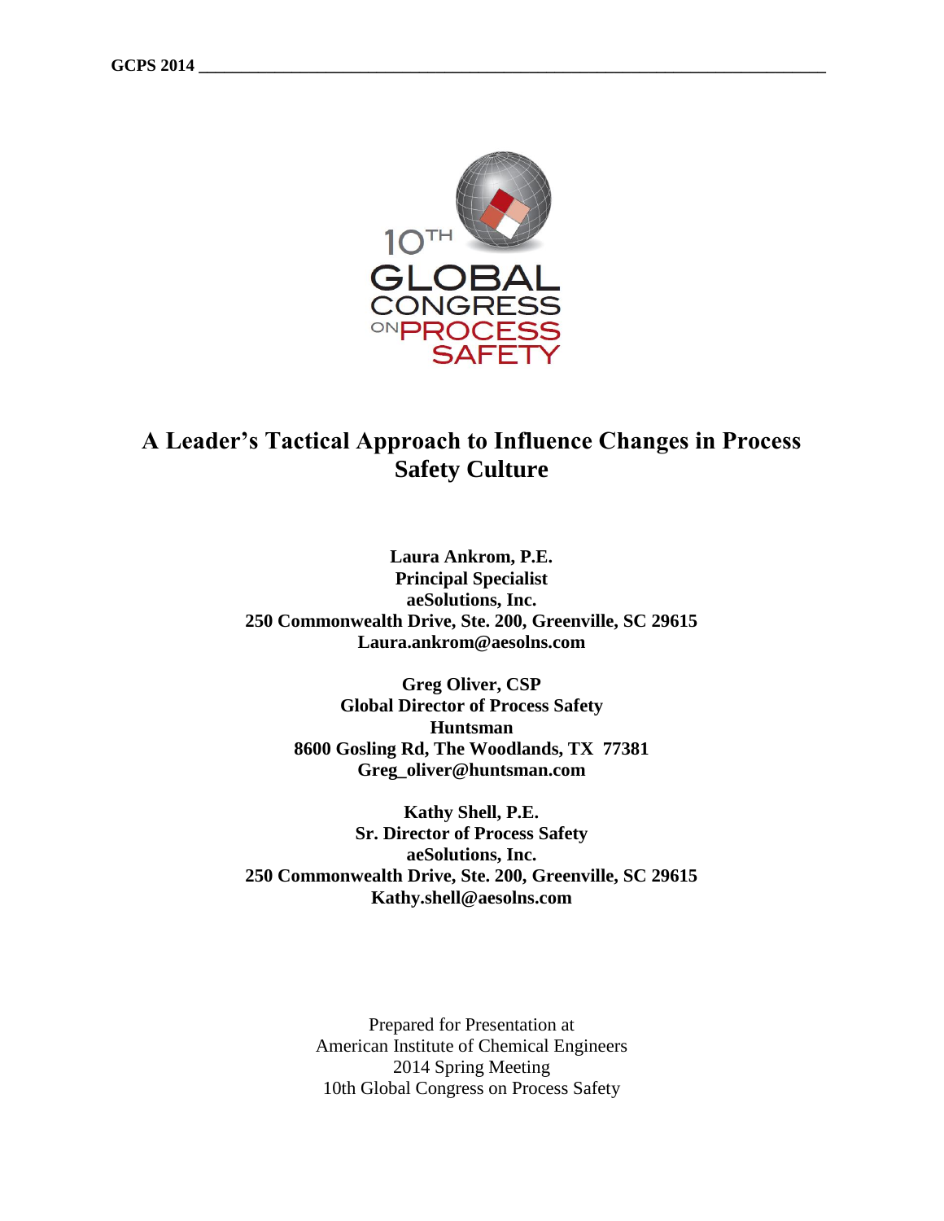# A Leader's Tactical Approach to Influence Changes in Process Safety Culture

**Laura Ankrom, P.E.**
**Principal Specialist**
**aeSolutions, Inc.**
**250 Commonwealth Drive, Ste. 200, Greenville, SC 29615**
**Laura.ankrom@aesolns.com**

**Greg Oliver, CSP**
**Global Director of Process Safety**
**Huntsman**
**8600 Gosling Rd, The Woodlands, TX 77381**
**Greg_oliver@huntsman.com**

**Kathy Shell, P.E.**
**Sr. Director of Process Safety**
**aeSolutions, Inc.**
**250 Commonwealth Drive, Ste. 200, Greenville, SC 29615**
**Kathy.shell@aesolns.com**

Prepared for Presentation at
American Institute of Chemical Engineers
2014 Spring Meeting
10th Global Congress on Process Safety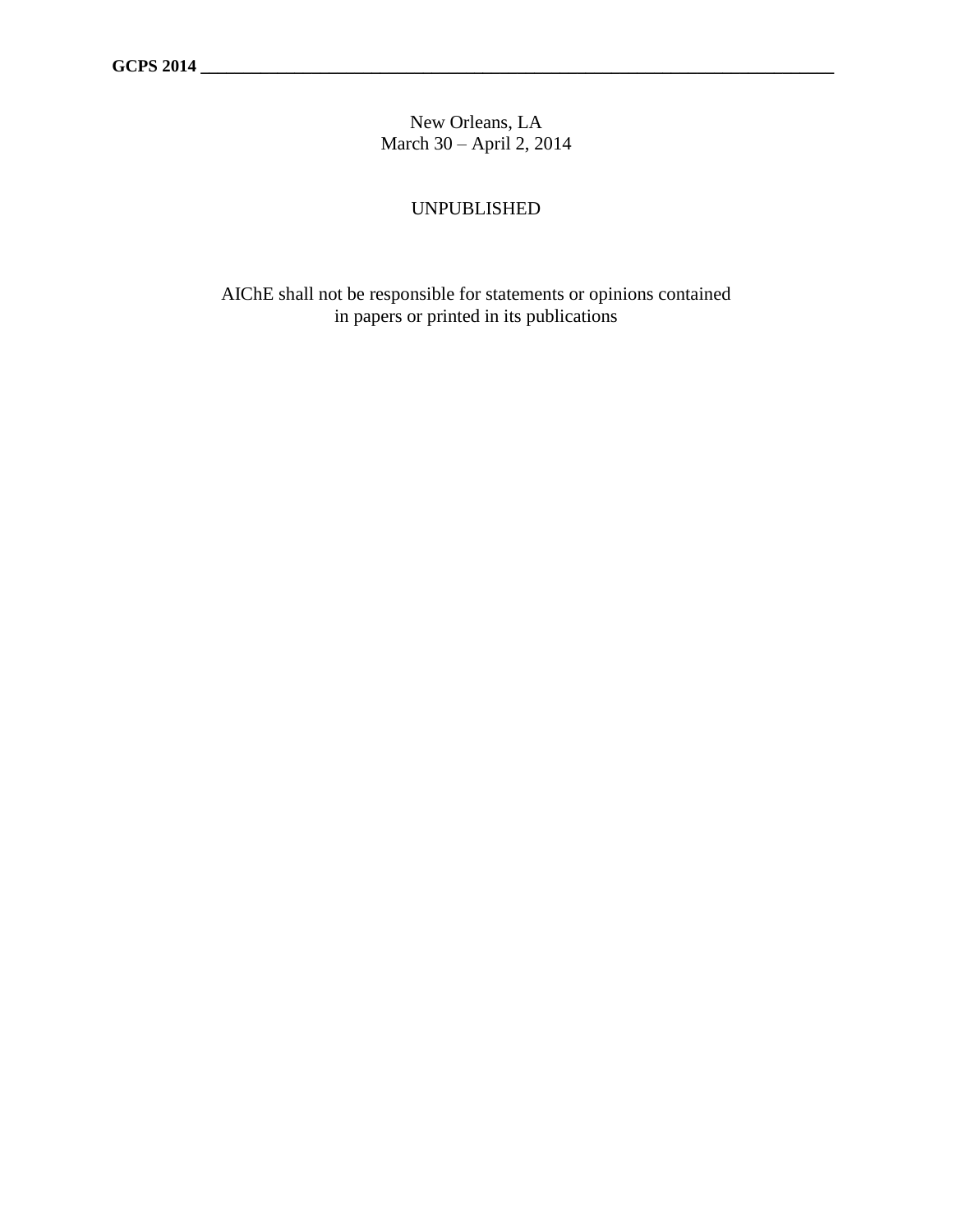New Orleans, LA
March 30 – April 2, 2014

UNPUBLISHED

AIChE shall not be responsible for statements or opinions contained
in papers or printed in its publications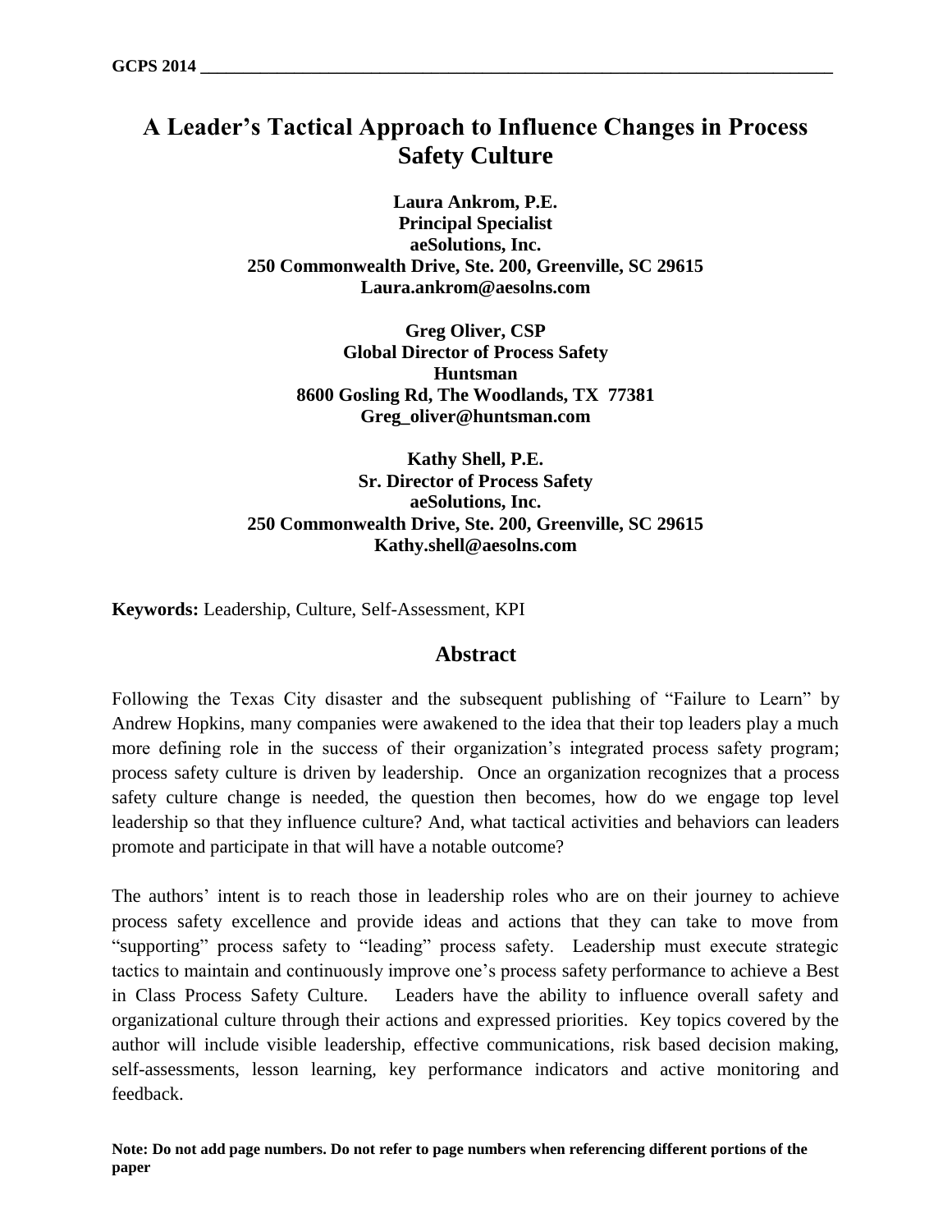# A Leader's Tactical Approach to Influence Changes in Process Safety Culture

**Laura Ankrom, P.E.**
**Principal Specialist**
**aeSolutions, Inc.**
**250 Commonwealth Drive, Ste. 200, Greenville, SC 29615**
**Laura.ankrom@aesolns.com**

**Greg Oliver, CSP**
**Global Director of Process Safety**
**Huntsman**
**8600 Gosling Rd, The Woodlands, TX 77381**
**Greg_oliver@huntsman.com**

**Kathy Shell, P.E.**
**Sr. Director of Process Safety**
**aeSolutions, Inc.**
**250 Commonwealth Drive, Ste. 200, Greenville, SC 29615**
**Kathy.shell@aesolns.com**

**Keywords:** Leadership, Culture, Self-Assessment, KPI

## Abstract

Following the Texas City disaster and the subsequent publishing of "Failure to Learn" by Andrew Hopkins, many companies were awakened to the idea that their top leaders play a much more defining role in the success of their organization's integrated process safety program; process safety culture is driven by leadership. Once an organization recognizes that a process safety culture change is needed, the question then becomes, how do we engage top level leadership so that they influence culture? And, what tactical activities and behaviors can leaders promote and participate in that will have a notable outcome?

The authors' intent is to reach those in leadership roles who are on their journey to achieve process safety excellence and provide ideas and actions that they can take to move from "supporting" process safety to "leading" process safety. Leadership must execute strategic tactics to maintain and continuously improve one's process safety performance to achieve a Best in Class Process Safety Culture. Leaders have the ability to influence overall safety and organizational culture through their actions and expressed priorities. Key topics covered by the author will include visible leadership, effective communications, risk based decision making, self-assessments, lesson learning, key performance indicators and active monitoring and feedback.

**Note: Do not add page numbers. Do not refer to page numbers when referencing different portions of the paper**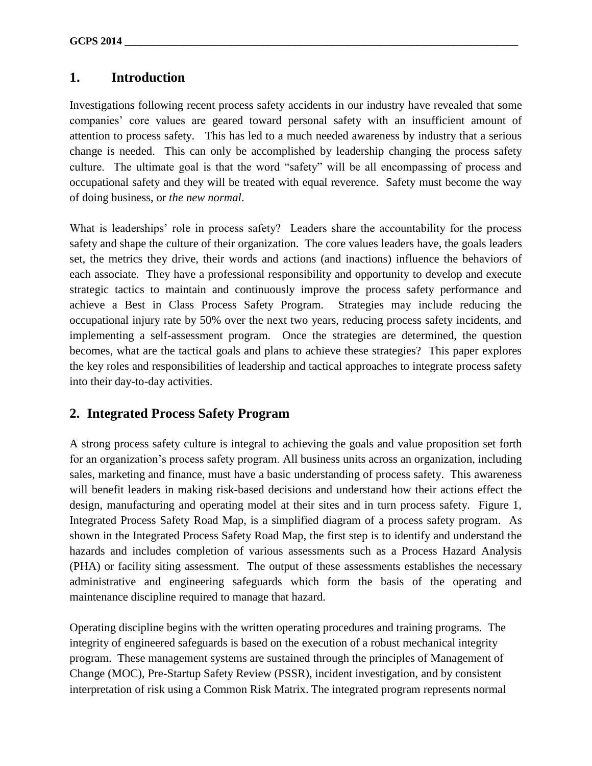# 1. Introduction

Investigations following recent process safety accidents in our industry have revealed that some companies' core values are geared toward personal safety with an insufficient amount of attention to process safety. This has led to a much needed awareness by industry that a serious change is needed. This can only be accomplished by leadership changing the process safety culture. The ultimate goal is that the word "safety" will be all encompassing of process and occupational safety and they will be treated with equal reverence. Safety must become the way of doing business, or *the new normal*.

What is leaderships' role in process safety? Leaders share the accountability for the process safety and shape the culture of their organization. The core values leaders have, the goals leaders set, the metrics they drive, their words and actions (and inactions) influence the behaviors of each associate. They have a professional responsibility and opportunity to develop and execute strategic tactics to maintain and continuously improve the process safety performance and achieve a Best in Class Process Safety Program. Strategies may include reducing the occupational injury rate by 50% over the next two years, reducing process safety incidents, and implementing a self-assessment program. Once the strategies are determined, the question becomes, what are the tactical goals and plans to achieve these strategies? This paper explores the key roles and responsibilities of leadership and tactical approaches to integrate process safety into their day-to-day activities.

# 2. Integrated Process Safety Program

A strong process safety culture is integral to achieving the goals and value proposition set forth for an organization's process safety program. All business units across an organization, including sales, marketing and finance, must have a basic understanding of process safety. This awareness will benefit leaders in making risk-based decisions and understand how their actions effect the design, manufacturing and operating model at their sites and in turn process safety. Figure 1, Integrated Process Safety Road Map, is a simplified diagram of a process safety program. As shown in the Integrated Process Safety Road Map, the first step is to identify and understand the hazards and includes completion of various assessments such as a Process Hazard Analysis (PHA) or facility siting assessment. The output of these assessments establishes the necessary administrative and engineering safeguards which form the basis of the operating and maintenance discipline required to manage that hazard.

Operating discipline begins with the written operating procedures and training programs. The integrity of engineered safeguards is based on the execution of a robust mechanical integrity program. These management systems are sustained through the principles of Management of Change (MOC), Pre-Startup Safety Review (PSSR), incident investigation, and by consistent interpretation of risk using a Common Risk Matrix. The integrated program represents normal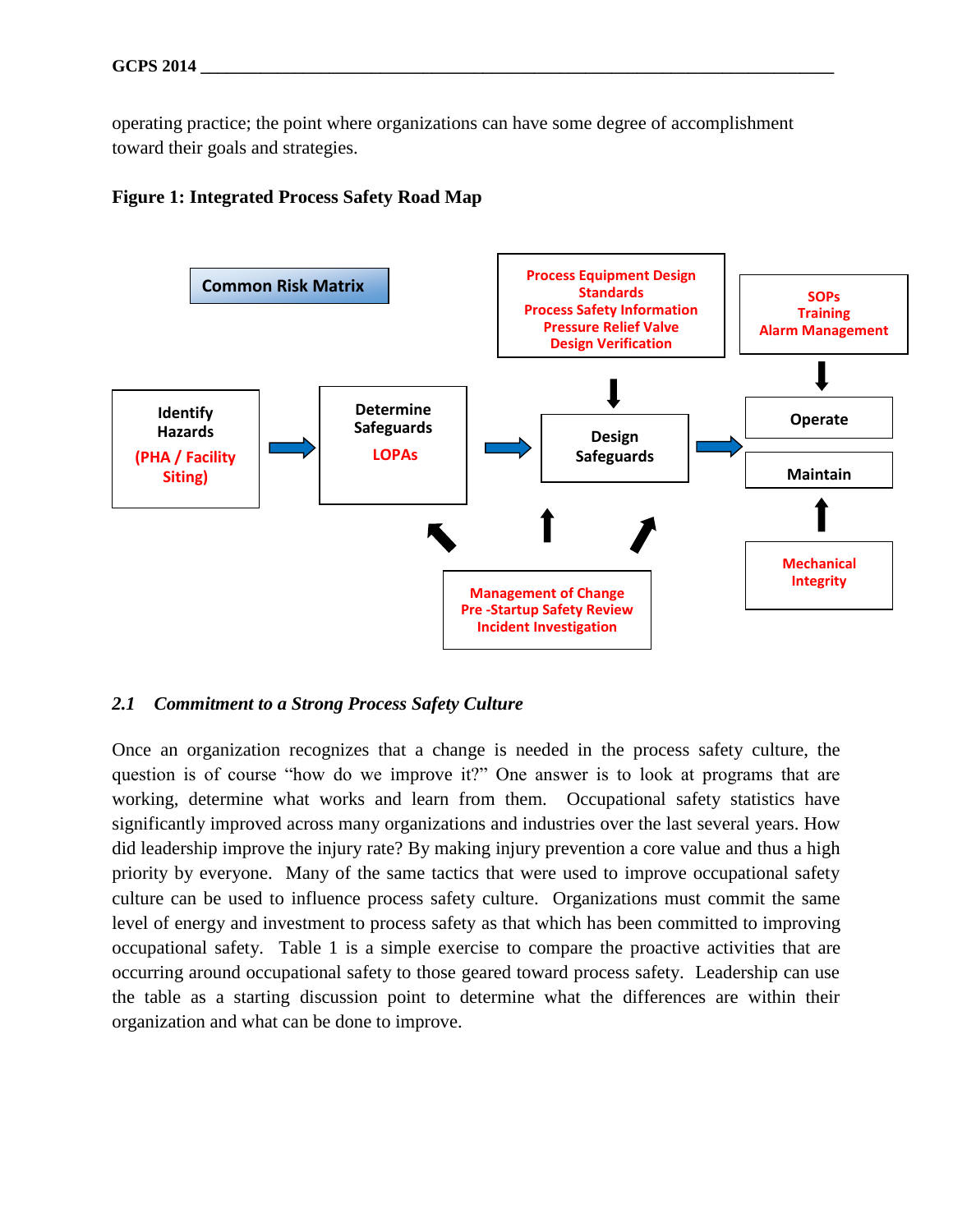operating practice; the point where organizations can have some degree of accomplishment toward their goals and strategies.

**Figure 1: Integrated Process Safety Road Map**

Common Risk Matrix

Identify Hazards
(PHA / Facility Siting)

Determine Safeguards
LOPAs

Process Equipment Design Standards
Process Safety Information
Pressure Relief Valve Design Verification

Design Safeguards

SOPs
Training
Alarm Management

Operate

Maintain

Mechanical Integrity

Management of Change
Pre -Startup Safety Review
Incident Investigation

## *2.1 Commitment to a Strong Process Safety Culture*

Once an organization recognizes that a change is needed in the process safety culture, the question is of course "how do we improve it?" One answer is to look at programs that are working, determine what works and learn from them. Occupational safety statistics have significantly improved across many organizations and industries over the last several years. How did leadership improve the injury rate? By making injury prevention a core value and thus a high priority by everyone. Many of the same tactics that were used to improve occupational safety culture can be used to influence process safety culture. Organizations must commit the same level of energy and investment to process safety as that which has been committed to improving occupational safety. Table 1 is a simple exercise to compare the proactive activities that are occurring around occupational safety to those geared toward process safety. Leadership can use the table as a starting discussion point to determine what the differences are within their organization and what can be done to improve.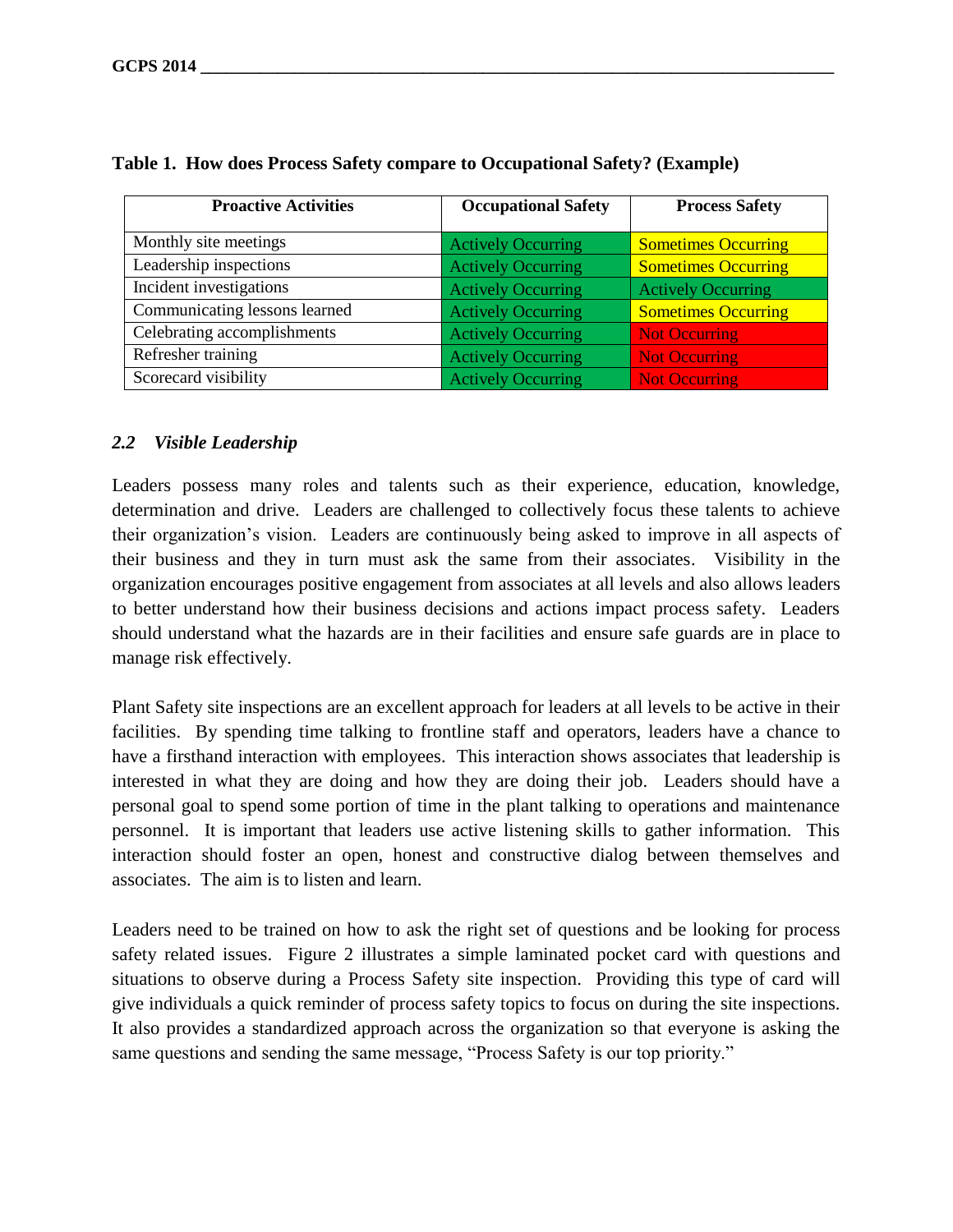**Table 1. How does Process Safety compare to Occupational Safety? (Example)**

| Proactive Activities | Occupational Safety | Process Safety |
|---|---|---|
| Monthly site meetings | Actively Occurring | Sometimes Occurring |
| Leadership inspections | Actively Occurring | Sometimes Occurring |
| Incident investigations | Actively Occurring | Actively Occurring |
| Communicating lessons learned | Actively Occurring | Sometimes Occurring |
| Celebrating accomplishments | Actively Occurring | Not Occurring |
| Refresher training | Actively Occurring | Not Occurring |
| Scorecard visibility | Actively Occurring | Not Occurring |

### *2.2 Visible Leadership*

Leaders possess many roles and talents such as their experience, education, knowledge, determination and drive. Leaders are challenged to collectively focus these talents to achieve their organization's vision. Leaders are continuously being asked to improve in all aspects of their business and they in turn must ask the same from their associates. Visibility in the organization encourages positive engagement from associates at all levels and also allows leaders to better understand how their business decisions and actions impact process safety. Leaders should understand what the hazards are in their facilities and ensure safe guards are in place to manage risk effectively.

Plant Safety site inspections are an excellent approach for leaders at all levels to be active in their facilities. By spending time talking to frontline staff and operators, leaders have a chance to have a firsthand interaction with employees. This interaction shows associates that leadership is interested in what they are doing and how they are doing their job. Leaders should have a personal goal to spend some portion of time in the plant talking to operations and maintenance personnel. It is important that leaders use active listening skills to gather information. This interaction should foster an open, honest and constructive dialog between themselves and associates. The aim is to listen and learn.

Leaders need to be trained on how to ask the right set of questions and be looking for process safety related issues. Figure 2 illustrates a simple laminated pocket card with questions and situations to observe during a Process Safety site inspection. Providing this type of card will give individuals a quick reminder of process safety topics to focus on during the site inspections. It also provides a standardized approach across the organization so that everyone is asking the same questions and sending the same message, "Process Safety is our top priority."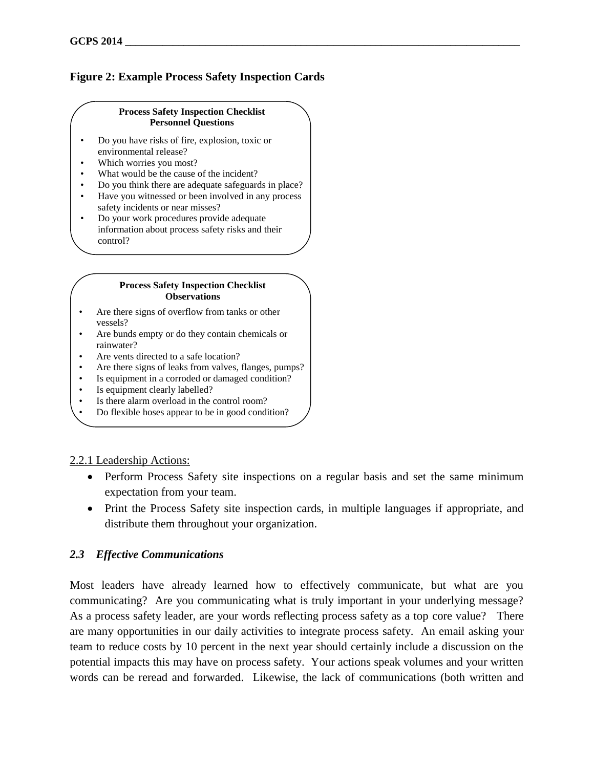**Figure 2: Example Process Safety Inspection Cards**

**Process Safety Inspection Checklist**
**Personnel Questions**

- Do you have risks of fire, explosion, toxic or environmental release?
- Which worries you most?
- What would be the cause of the incident?
- Do you think there are adequate safeguards in place?
- Have you witnessed or been involved in any process safety incidents or near misses?
- Do your work procedures provide adequate information about process safety risks and their control?

**Process Safety Inspection Checklist**
**Observations**

- Are there signs of overflow from tanks or other vessels?
- Are bunds empty or do they contain chemicals or rainwater?
- Are vents directed to a safe location?
- Are there signs of leaks from valves, flanges, pumps?
- Is equipment in a corroded or damaged condition?
- Is equipment clearly labelled?
- Is there alarm overload in the control room?
- Do flexible hoses appear to be in good condition?

2.2.1 Leadership Actions:

- Perform Process Safety site inspections on a regular basis and set the same minimum expectation from your team.
- Print the Process Safety site inspection cards, in multiple languages if appropriate, and distribute them throughout your organization.

## *2.3 Effective Communications*

Most leaders have already learned how to effectively communicate, but what are you communicating? Are you communicating what is truly important in your underlying message? As a process safety leader, are your words reflecting process safety as a top core value? There are many opportunities in our daily activities to integrate process safety. An email asking your team to reduce costs by 10 percent in the next year should certainly include a discussion on the potential impacts this may have on process safety. Your actions speak volumes and your written words can be reread and forwarded. Likewise, the lack of communications (both written and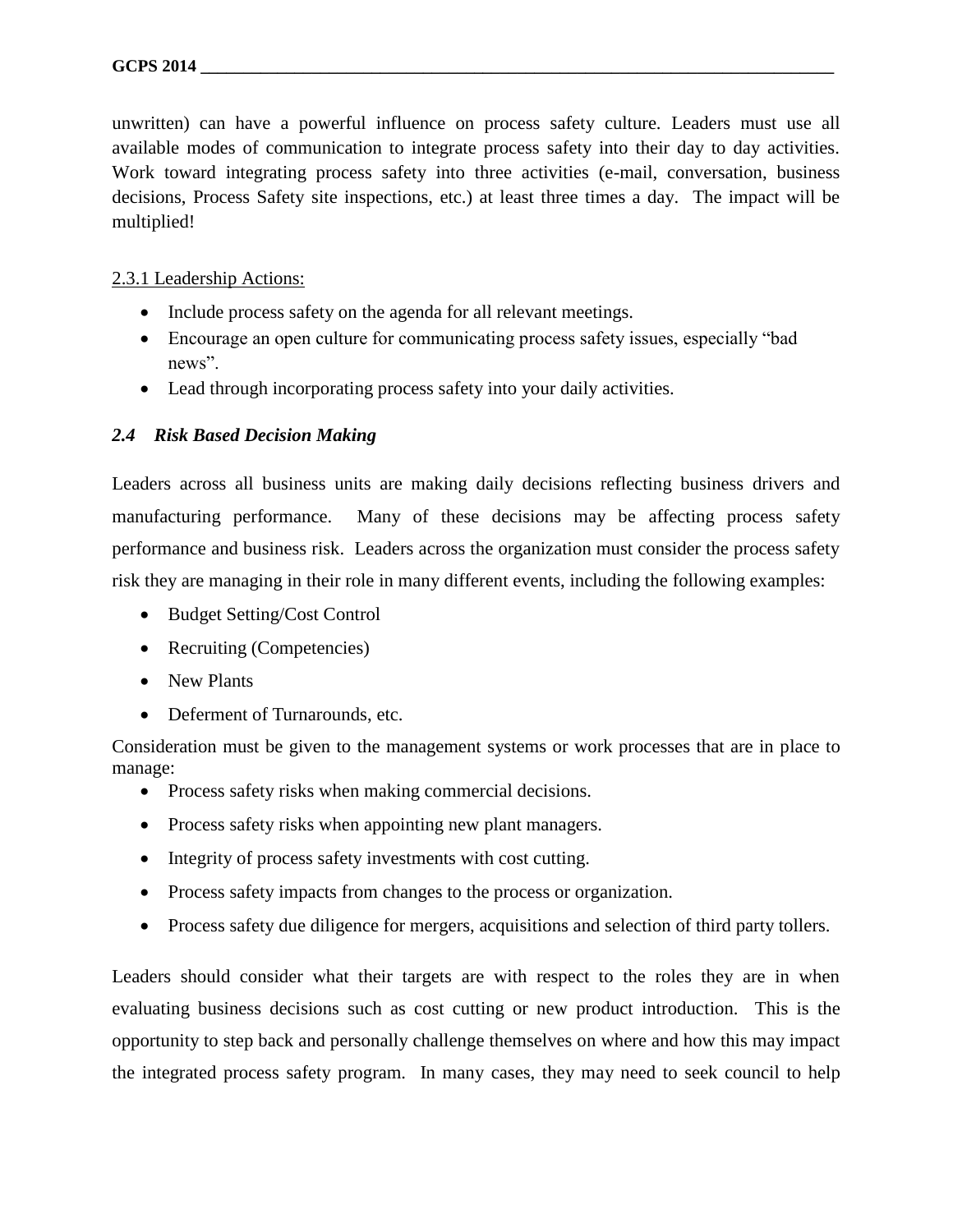unwritten) can have a powerful influence on process safety culture. Leaders must use all available modes of communication to integrate process safety into their day to day activities. Work toward integrating process safety into three activities (e-mail, conversation, business decisions, Process Safety site inspections, etc.) at least three times a day. The impact will be multiplied!

2.3.1 Leadership Actions:

- Include process safety on the agenda for all relevant meetings.
- Encourage an open culture for communicating process safety issues, especially "bad news".
- Lead through incorporating process safety into your daily activities.

### *2.4 Risk Based Decision Making*

Leaders across all business units are making daily decisions reflecting business drivers and manufacturing performance. Many of these decisions may be affecting process safety performance and business risk. Leaders across the organization must consider the process safety risk they are managing in their role in many different events, including the following examples:

- Budget Setting/Cost Control
- Recruiting (Competencies)
- New Plants
- Deferment of Turnarounds, etc.

Consideration must be given to the management systems or work processes that are in place to manage:

- Process safety risks when making commercial decisions.
- Process safety risks when appointing new plant managers.
- Integrity of process safety investments with cost cutting.
- Process safety impacts from changes to the process or organization.
- Process safety due diligence for mergers, acquisitions and selection of third party tollers.

Leaders should consider what their targets are with respect to the roles they are in when evaluating business decisions such as cost cutting or new product introduction. This is the opportunity to step back and personally challenge themselves on where and how this may impact the integrated process safety program. In many cases, they may need to seek council to help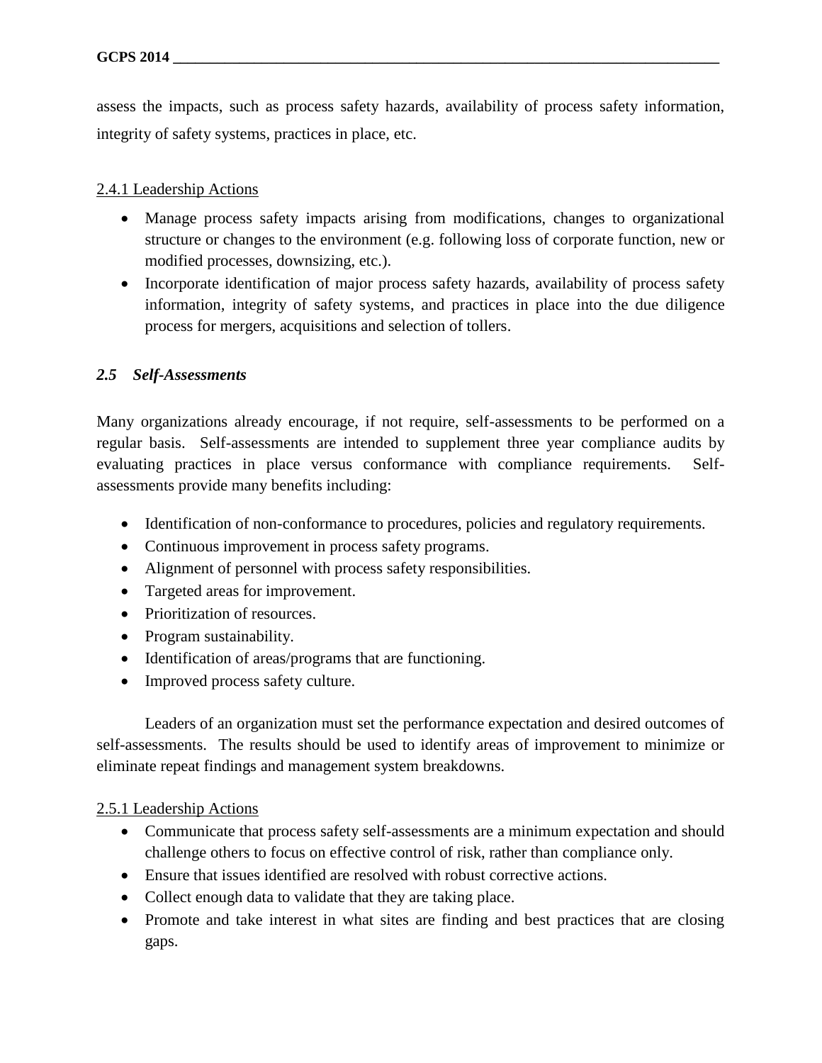assess the impacts, such as process safety hazards, availability of process safety information, integrity of safety systems, practices in place, etc.

2.4.1 Leadership Actions

- Manage process safety impacts arising from modifications, changes to organizational structure or changes to the environment (e.g. following loss of corporate function, new or modified processes, downsizing, etc.).
- Incorporate identification of major process safety hazards, availability of process safety information, integrity of safety systems, and practices in place into the due diligence process for mergers, acquisitions and selection of tollers.

### *2.5 Self-Assessments*

Many organizations already encourage, if not require, self-assessments to be performed on a regular basis. Self-assessments are intended to supplement three year compliance audits by evaluating practices in place versus conformance with compliance requirements. Self-assessments provide many benefits including:

- Identification of non-conformance to procedures, policies and regulatory requirements.
- Continuous improvement in process safety programs.
- Alignment of personnel with process safety responsibilities.
- Targeted areas for improvement.
- Prioritization of resources.
- Program sustainability.
- Identification of areas/programs that are functioning.
- Improved process safety culture.

Leaders of an organization must set the performance expectation and desired outcomes of self-assessments. The results should be used to identify areas of improvement to minimize or eliminate repeat findings and management system breakdowns.

2.5.1 Leadership Actions

- Communicate that process safety self-assessments are a minimum expectation and should challenge others to focus on effective control of risk, rather than compliance only.
- Ensure that issues identified are resolved with robust corrective actions.
- Collect enough data to validate that they are taking place.
- Promote and take interest in what sites are finding and best practices that are closing gaps.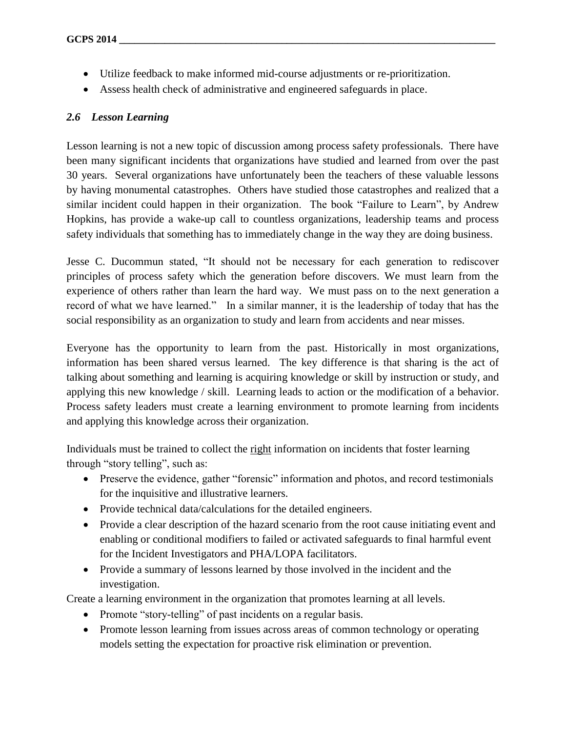- Utilize feedback to make informed mid-course adjustments or re-prioritization.
- Assess health check of administrative and engineered safeguards in place.

### *2.6 Lesson Learning*

Lesson learning is not a new topic of discussion among process safety professionals. There have been many significant incidents that organizations have studied and learned from over the past 30 years. Several organizations have unfortunately been the teachers of these valuable lessons by having monumental catastrophes. Others have studied those catastrophes and realized that a similar incident could happen in their organization. The book "Failure to Learn", by Andrew Hopkins, has provide a wake-up call to countless organizations, leadership teams and process safety individuals that something has to immediately change in the way they are doing business.

Jesse C. Ducommun stated, "It should not be necessary for each generation to rediscover principles of process safety which the generation before discovers. We must learn from the experience of others rather than learn the hard way. We must pass on to the next generation a record of what we have learned." In a similar manner, it is the leadership of today that has the social responsibility as an organization to study and learn from accidents and near misses.

Everyone has the opportunity to learn from the past. Historically in most organizations, information has been shared versus learned. The key difference is that sharing is the act of talking about something and learning is acquiring knowledge or skill by instruction or study, and applying this new knowledge / skill. Learning leads to action or the modification of a behavior. Process safety leaders must create a learning environment to promote learning from incidents and applying this knowledge across their organization.

Individuals must be trained to collect the <u>right</u> information on incidents that foster learning through "story telling", such as:

- Preserve the evidence, gather "forensic" information and photos, and record testimonials for the inquisitive and illustrative learners.
- Provide technical data/calculations for the detailed engineers.
- Provide a clear description of the hazard scenario from the root cause initiating event and enabling or conditional modifiers to failed or activated safeguards to final harmful event for the Incident Investigators and PHA/LOPA facilitators.
- Provide a summary of lessons learned by those involved in the incident and the investigation.

Create a learning environment in the organization that promotes learning at all levels.

- Promote "story-telling" of past incidents on a regular basis.
- Promote lesson learning from issues across areas of common technology or operating models setting the expectation for proactive risk elimination or prevention.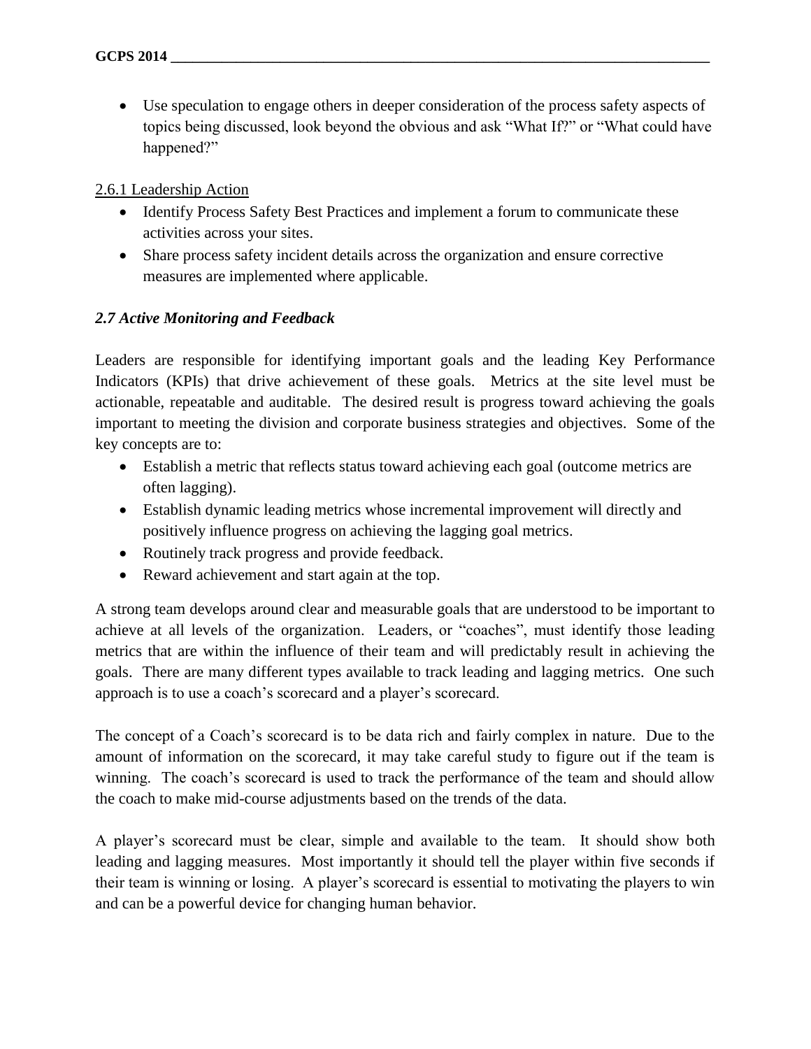- Use speculation to engage others in deeper consideration of the process safety aspects of topics being discussed, look beyond the obvious and ask “What If?” or “What could have happened?”

2.6.1 Leadership Action

- Identify Process Safety Best Practices and implement a forum to communicate these activities across your sites.
- Share process safety incident details across the organization and ensure corrective measures are implemented where applicable.

### *2.7 Active Monitoring and Feedback*

Leaders are responsible for identifying important goals and the leading Key Performance Indicators (KPIs) that drive achievement of these goals. Metrics at the site level must be actionable, repeatable and auditable. The desired result is progress toward achieving the goals important to meeting the division and corporate business strategies and objectives. Some of the key concepts are to:

- Establish a metric that reflects status toward achieving each goal (outcome metrics are often lagging).
- Establish dynamic leading metrics whose incremental improvement will directly and positively influence progress on achieving the lagging goal metrics.
- Routinely track progress and provide feedback.
- Reward achievement and start again at the top.

A strong team develops around clear and measurable goals that are understood to be important to achieve at all levels of the organization. Leaders, or “coaches”, must identify those leading metrics that are within the influence of their team and will predictably result in achieving the goals. There are many different types available to track leading and lagging metrics. One such approach is to use a coach’s scorecard and a player’s scorecard.

The concept of a Coach’s scorecard is to be data rich and fairly complex in nature. Due to the amount of information on the scorecard, it may take careful study to figure out if the team is winning. The coach’s scorecard is used to track the performance of the team and should allow the coach to make mid-course adjustments based on the trends of the data.

A player’s scorecard must be clear, simple and available to the team. It should show both leading and lagging measures. Most importantly it should tell the player within five seconds if their team is winning or losing. A player’s scorecard is essential to motivating the players to win and can be a powerful device for changing human behavior.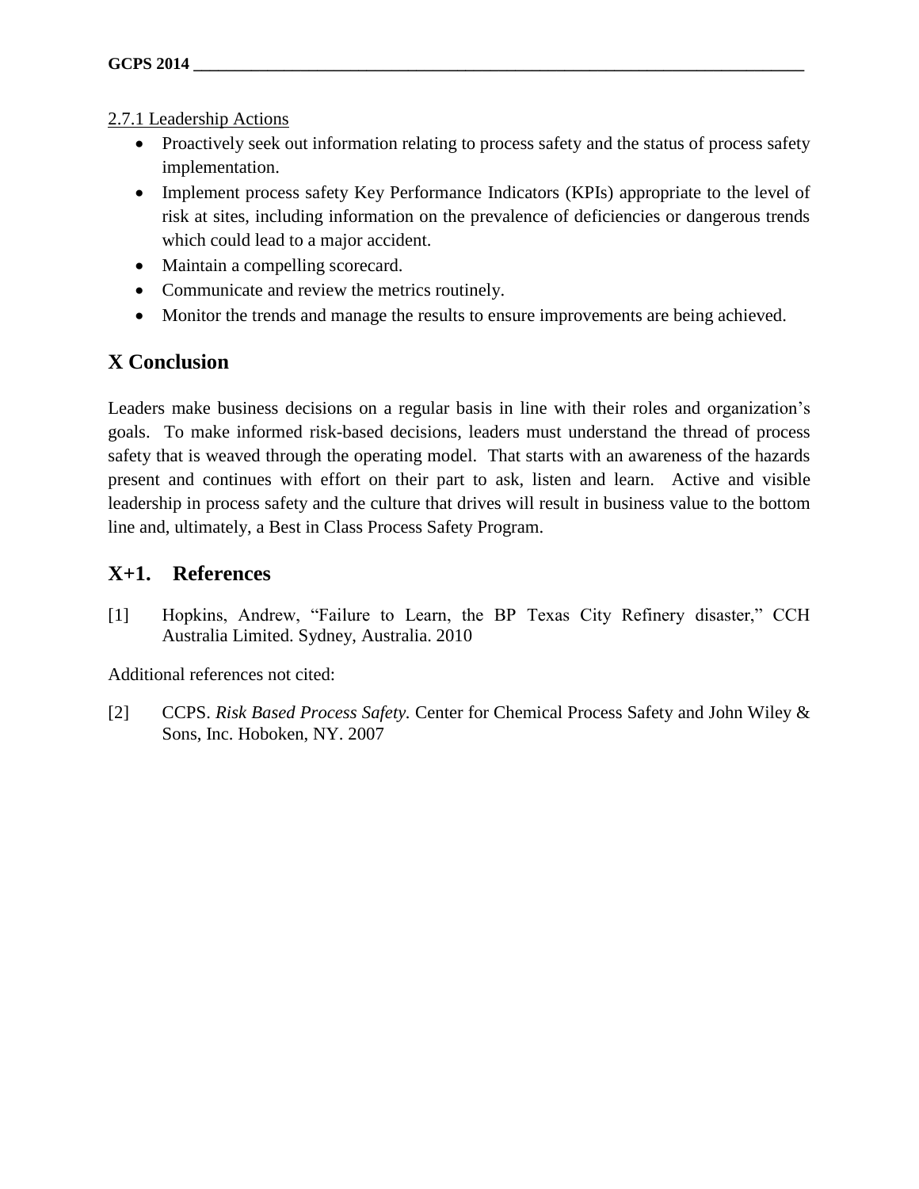2.7.1 Leadership Actions

- Proactively seek out information relating to process safety and the status of process safety implementation.
- Implement process safety Key Performance Indicators (KPIs) appropriate to the level of risk at sites, including information on the prevalence of deficiencies or dangerous trends which could lead to a major accident.
- Maintain a compelling scorecard.
- Communicate and review the metrics routinely.
- Monitor the trends and manage the results to ensure improvements are being achieved.

## X Conclusion

Leaders make business decisions on a regular basis in line with their roles and organization's goals. To make informed risk-based decisions, leaders must understand the thread of process safety that is weaved through the operating model. That starts with an awareness of the hazards present and continues with effort on their part to ask, listen and learn. Active and visible leadership in process safety and the culture that drives will result in business value to the bottom line and, ultimately, a Best in Class Process Safety Program.

## X+1. References

[1] Hopkins, Andrew, "Failure to Learn, the BP Texas City Refinery disaster," CCH Australia Limited. Sydney, Australia. 2010

Additional references not cited:

[2] CCPS. *Risk Based Process Safety.* Center for Chemical Process Safety and John Wiley & Sons, Inc. Hoboken, NY. 2007